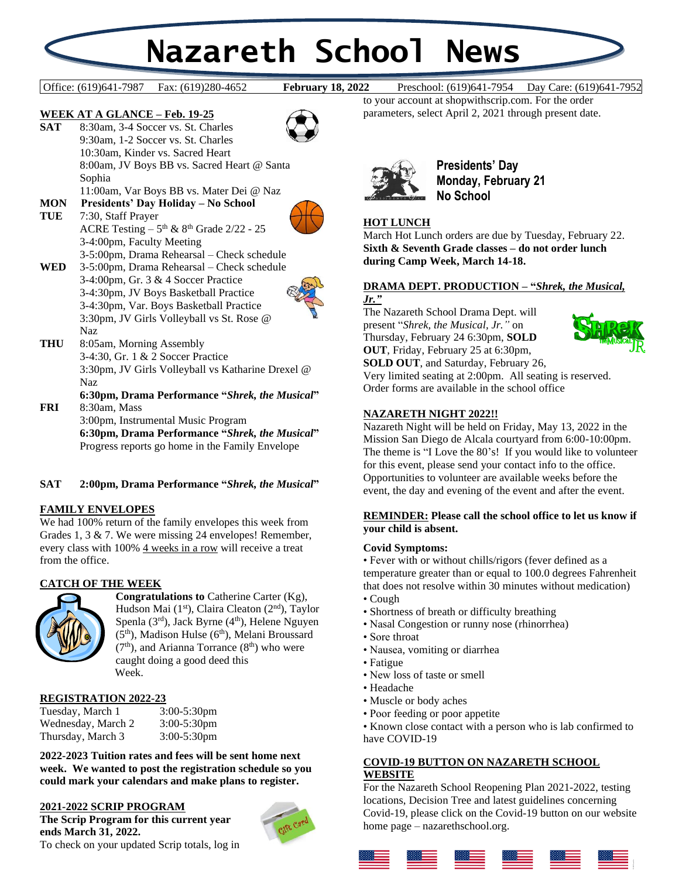# Nazareth School News

Office: (619)641-7987 Fax: (619)280-4652 **February 18, 2022** Preschool: (619)641-7954 Day Care: (619)641-7952

## WEEK AT A GLANCE – Feb. 19-25

**SAT** 8:30am, 3-4 Soccer vs. St. Charles
9:30am, 1-2 Soccer vs. St. Charles
10:30am, Kinder vs. Sacred Heart
8:00am, JV Boys BB vs. Sacred Heart @ Santa Sophia
11:00am, Var Boys BB vs. Mater Dei @ Naz

**MON** **Presidents' Day Holiday – No School**

**TUE** 7:30, Staff Prayer
ACRE Testing – 5th & 8th Grade 2/22 - 25
3-4:00pm, Faculty Meeting
3-5:00pm, Drama Rehearsal – Check schedule

**WED** 3-5:00pm, Drama Rehearsal – Check schedule
3-4:00pm, Gr. 3 & 4 Soccer Practice
3-4:30pm, JV Boys Basketball Practice
3-4:30pm, Var. Boys Basketball Practice
3:30pm, JV Girls Volleyball vs St. Rose @ Naz

**THU** 8:05am, Morning Assembly
3-4:30, Gr. 1 & 2 Soccer Practice
3:30pm, JV Girls Volleyball vs Katharine Drexel @ Naz
**6:30pm, Drama Performance "*Shrek, the Musical*"**

**FRI** 8:30am, Mass
3:00pm, Instrumental Music Program
**6:30pm, Drama Performance "*Shrek, the Musical*"**
Progress reports go home in the Family Envelope

**SAT** **2:00pm, Drama Performance "*Shrek, the Musical*"**

## FAMILY ENVELOPES

We had 100% return of the family envelopes this week from Grades 1, 3 & 7. We were missing 24 envelopes! Remember, every class with 100% 4 weeks in a row will receive a treat from the office.

## CATCH OF THE WEEK

**Congratulations to** Catherine Carter (Kg), Hudson Mai (1st), Claira Cleaton (2nd), Taylor Spenla (3rd), Jack Byrne (4th), Helene Nguyen (5th), Madison Hulse (6th), Melani Broussard (7th), and Arianna Torrance (8th) who were caught doing a good deed this Week.

## REGISTRATION 2022-23

| | |
|---|---|
| Tuesday, March 1 | 3:00-5:30pm |
| Wednesday, March 2 | 3:00-5:30pm |
| Thursday, March 3 | 3:00-5:30pm |

**2022-2023 Tuition rates and fees will be sent home next week. We wanted to post the registration schedule so you could mark your calendars and make plans to register.**

## 2021-2022 SCRIP PROGRAM

**The Scrip Program for this current year ends March 31, 2022.**

To check on your updated Scrip totals, log in to your account at shopwithscrip.com. For the order parameters, select April 2, 2021 through present date.

**Presidents' Day**
**Monday, February 21**
**No School**

## HOT LUNCH

March Hot Lunch orders are due by Tuesday, February 22. **Sixth & Seventh Grade classes – do not order lunch during Camp Week, March 14-18.**

## DRAMA DEPT. PRODUCTION – "*Shrek, the Musical, Jr.*"

The Nazareth School Drama Dept. will present "*Shrek, the Musical, Jr.*" on Thursday, February 24 6:30pm, **SOLD OUT**, Friday, February 25 at 6:30pm, **SOLD OUT**, and Saturday, February 26, Very limited seating at 2:00pm. All seating is reserved. Order forms are available in the school office

## NAZARETH NIGHT 2022!!

Nazareth Night will be held on Friday, May 13, 2022 in the Mission San Diego de Alcala courtyard from 6:00-10:00pm. The theme is "I Love the 80's! If you would like to volunteer for this event, please send your contact info to the office. Opportunities to volunteer are available weeks before the event, the day and evening of the event and after the event.

**REMINDER: Please call the school office to let us know if your child is absent.**

**Covid Symptoms:**

- Fever with or without chills/rigors (fever defined as a temperature greater than or equal to 100.0 degrees Fahrenheit that does not resolve within 30 minutes without medication)
- Cough
- Shortness of breath or difficulty breathing
- Nasal Congestion or runny nose (rhinorrhea)
- Sore throat
- Nausea, vomiting or diarrhea
- Fatigue
- New loss of taste or smell
- Headache
- Muscle or body aches
- Poor feeding or poor appetite
- Known close contact with a person who is lab confirmed to have COVID-19

## COVID-19 BUTTON ON NAZARETH SCHOOL WEBSITE

For the Nazareth School Reopening Plan 2021-2022, testing locations, Decision Tree and latest guidelines concerning Covid-19, please click on the Covid-19 button on our website home page – nazarethschool.org.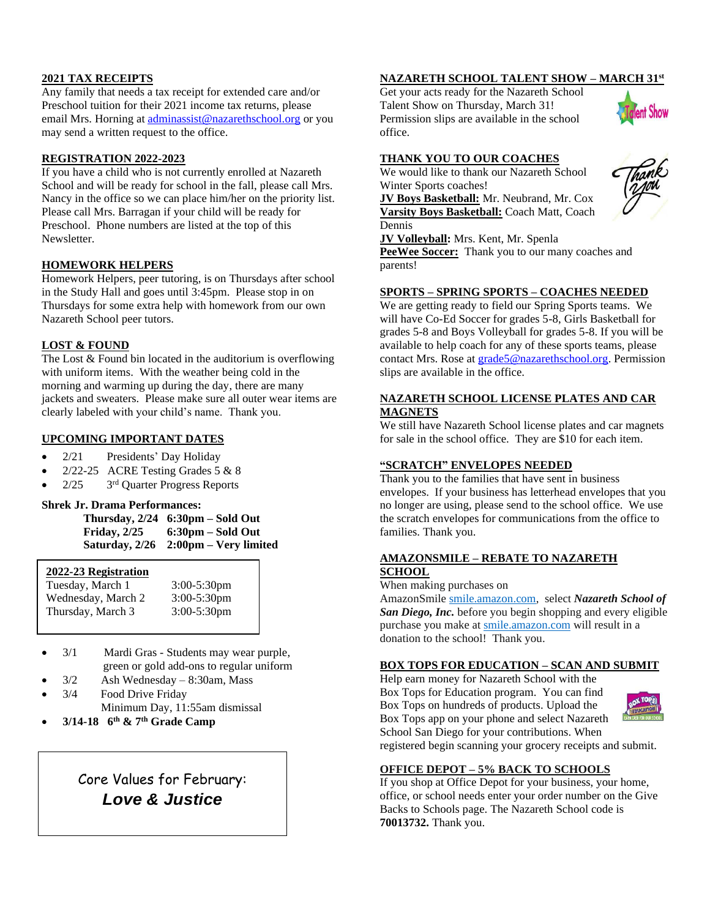## 2021 TAX RECEIPTS

Any family that needs a tax receipt for extended care and/or Preschool tuition for their 2021 income tax returns, please email Mrs. Horning at adminassist@nazarethschool.org or you may send a written request to the office.

## REGISTRATION 2022-2023

If you have a child who is not currently enrolled at Nazareth School and will be ready for school in the fall, please call Mrs. Nancy in the office so we can place him/her on the priority list. Please call Mrs. Barragan if your child will be ready for Preschool. Phone numbers are listed at the top of this Newsletter.

## HOMEWORK HELPERS

Homework Helpers, peer tutoring, is on Thursdays after school in the Study Hall and goes until 3:45pm. Please stop in on Thursdays for some extra help with homework from our own Nazareth School peer tutors.

## LOST & FOUND

The Lost & Found bin located in the auditorium is overflowing with uniform items. With the weather being cold in the morning and warming up during the day, there are many jackets and sweaters. Please make sure all outer wear items are clearly labeled with your child's name. Thank you.

## UPCOMING IMPORTANT DATES

- 2/21 Presidents' Day Holiday
- 2/22-25 ACRE Testing Grades 5 & 8
- 2/25 3rd Quarter Progress Reports

**Shrek Jr. Drama Performances:**

| | |
|---|---|
| **Thursday, 2/24** | **6:30pm – Sold Out** |
| **Friday, 2/25** | **6:30pm – Sold Out** |
| **Saturday, 2/26** | **2:00pm – Very limited** |

| **2022-23 Registration** | |
|---|---|
| Tuesday, March 1 | 3:00-5:30pm |
| Wednesday, March 2 | 3:00-5:30pm |
| Thursday, March 3 | 3:00-5:30pm |

- 3/1 Mardi Gras - Students may wear purple, green or gold add-ons to regular uniform
- 3/2 Ash Wednesday – 8:30am, Mass
- 3/4 Food Drive Friday
  Minimum Day, 11:55am dismissal
- **3/14-18 6th & 7th Grade Camp**

Core Values for February:
***Love & Justice***

## NAZARETH SCHOOL TALENT SHOW – MARCH 31st

Get your acts ready for the Nazareth School Talent Show on Thursday, March 31! Permission slips are available in the school office.

## THANK YOU TO OUR COACHES

We would like to thank our Nazareth School Winter Sports coaches!

**JV Boys Basketball:** Mr. Neubrand, Mr. Cox
**Varsity Boys Basketball:** Coach Matt, Coach Dennis
**JV Volleyball:** Mrs. Kent, Mr. Spenla
**PeeWee Soccer:** Thank you to our many coaches and parents!

## SPORTS – SPRING SPORTS – COACHES NEEDED

We are getting ready to field our Spring Sports teams. We will have Co-Ed Soccer for grades 5-8, Girls Basketball for grades 5-8 and Boys Volleyball for grades 5-8. If you will be available to help coach for any of these sports teams, please contact Mrs. Rose at grade5@nazarethschool.org. Permission slips are available in the office.

## NAZARETH SCHOOL LICENSE PLATES AND CAR MAGNETS

We still have Nazareth School license plates and car magnets for sale in the school office. They are $10 for each item.

## "SCRATCH" ENVELOPES NEEDED

Thank you to the families that have sent in business envelopes. If your business has letterhead envelopes that you no longer are using, please send to the school office. We use the scratch envelopes for communications from the office to families. Thank you.

## AMAZONSMILE – REBATE TO NAZARETH SCHOOL

When making purchases on AmazonSmile smile.amazon.com, select ***Nazareth School of San Diego, Inc.*** before you begin shopping and every eligible purchase you make at smile.amazon.com will result in a donation to the school! Thank you.

## BOX TOPS FOR EDUCATION – SCAN AND SUBMIT

Help earn money for Nazareth School with the Box Tops for Education program. You can find Box Tops on hundreds of products. Upload the Box Tops app on your phone and select Nazareth School San Diego for your contributions. When registered begin scanning your grocery receipts and submit.

## OFFICE DEPOT – 5% BACK TO SCHOOLS

If you shop at Office Depot for your business, your home, office, or school needs enter your order number on the Give Backs to Schools page. The Nazareth School code is **70013732.** Thank you.